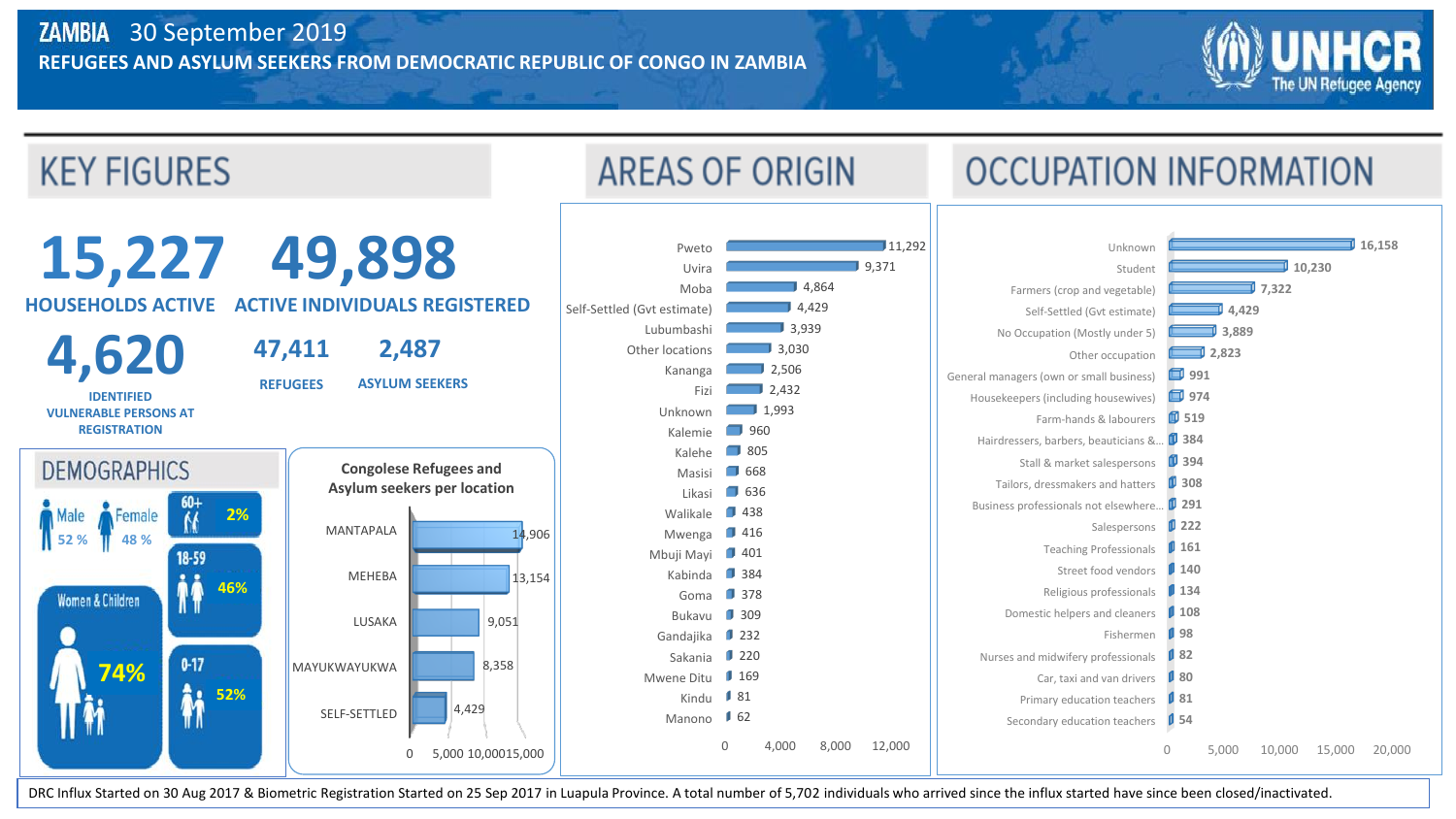# ZAMBIA 30 September 2019

## REFUGEES AND ASYLUM SEEKERS FROM DEMOCRATIC REPUBLIC OF CONGO IN ZAMBIA

UNHCR The UN Refugee Agency

## KEY FIGURES

**15,227** HOUSEHOLDS ACTIVE

**49,898** ACTIVE INDIVIDUALS REGISTERED

**4,620** IDENTIFIED VULNERABLE PERSONS AT REGISTRATION

**47,411** REFUGEES

**2,487** ASYLUM SEEKERS

## DEMOGRAPHICS

- Male 52 %
- Female 48 %
- Women & Children 74%
- 60+ 2%
- 18-59 46%
- 0-17 52%

### Congolese Refugees and Asylum seekers per location

| Location | Number |
|---|---|
| MANTAPALA | 14,906 |
| MEHEBA | 13,154 |
| LUSAKA | 9,051 |
| MAYUKWAYUKWA | 8,358 |
| SELF-SETTLED | 4,429 |

## AREAS OF ORIGIN

| Area | Number |
|---|---|
| Pweto | 11,292 |
| Uvira | 9,371 |
| Moba | 4,864 |
| Self-Settled (Gvt estimate) | 4,429 |
| Lubumbashi | 3,939 |
| Other locations | 3,030 |
| Kananga | 2,506 |
| Fizi | 2,432 |
| Unknown | 1,993 |
| Kalemie | 960 |
| Kalehe | 805 |
| Masisi | 668 |
| Likasi | 636 |
| Walikale | 438 |
| Mwenga | 416 |
| Mbuji Mayi | 401 |
| Kabinda | 384 |
| Goma | 378 |
| Bukavu | 309 |
| Gandajika | 232 |
| Sakania | 220 |
| Mwene Ditu | 169 |
| Kindu | 81 |
| Manono | 62 |

## OCCUPATION INFORMATION

| Occupation | Number |
|---|---|
| Unknown | 16,158 |
| Student | 10,230 |
| Farmers (crop and vegetable) | 7,322 |
| Self-Settled (Gvt estimate) | 4,429 |
| No Occupation (Mostly under 5) | 3,889 |
| Other occupation | 2,823 |
| General managers (own or small business) | 991 |
| Housekeepers (including housewives) | 974 |
| Farm-hands & labourers | 519 |
| Hairdressers, barbers, beauticians &... | 384 |
| Stall & market salespersons | 394 |
| Tailors, dressmakers and hatters | 308 |
| Business professionals not elsewhere... | 291 |
| Salespersons | 222 |
| Teaching Professionals | 161 |
| Street food vendors | 140 |
| Religious professionals | 134 |
| Domestic helpers and cleaners | 108 |
| Fishermen | 98 |
| Nurses and midwifery professionals | 82 |
| Car, taxi and van drivers | 80 |
| Primary education teachers | 81 |
| Secondary education teachers | 54 |

DRC Influx Started on 30 Aug 2017 & Biometric Registration Started on 25 Sep 2017 in Luapula Province. A total number of 5,702 individuals who arrived since the influx started have since been closed/inactivated.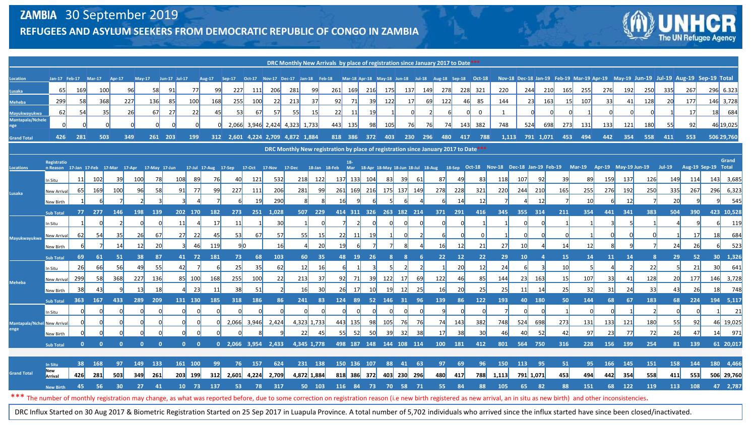# ZAMBIA 30 September 2019

## REFUGEES AND ASYLUM SEEKERS FROM DEMOCRATIC REPUBLIC OF CONGO IN ZAMBIA

### DRC Monthly New Arrivals by place of registration since January 2017 to Date***

| Location | Jan-17 | Feb-17 | Mar-17 | Apr-17 | May-17 | Jun-17 | Jul-17 | Aug-17 | Sep-17 | Oct-17 | Nov-17 | Dec-17 | Jan-18 | Feb-18 | Mar-18 | Apr-18 | May-18 | Jun-18 | Jul-18 | Aug-18 | Sep-18 | Oct-18 | Nov-18 | Dec-18 | Jan-19 | Feb-19 | Mar-19 | Apr-19 | May-19 | Jun-19 | Jul-19 | Aug-19 | Sep-19 | Total |
|---|---|---|---|---|---|---|---|---|---|---|---|---|---|---|---|---|---|---|---|---|---|---|---|---|---|---|---|---|---|---|---|---|---|---|
| Lusaka | 65 | 169 | 100 | 96 | 58 | 91 | 77 | 99 | 227 | 111 | 206 | 281 | 99 | 261 | 169 | 216 | 175 | 137 | 149 | 278 | 228 | 321 | 220 | 244 | 210 | 165 | 255 | 276 | 192 | 250 | 335 | 267 | 296 | 6,323 |
| Meheba | 299 | 58 | 368 | 227 | 136 | 85 | 100 | 168 | 255 | 100 | 22 | 213 | 37 | 92 | 71 | 39 | 122 | 17 | 69 | 122 | 46 | 85 | 144 | 23 | 163 | 15 | 107 | 33 | 41 | 128 | 20 | 177 | 146 | 3,728 |
| Mayukwayukwa | 62 | 54 | 35 | 26 | 67 | 27 | 22 | 45 | 53 | 67 | 57 | 55 | 15 | 22 | 11 | 19 | 1 | 0 | 2 | 6 | 0 | 0 | 1 | 0 | 0 | 0 | 1 | 0 | 0 | 0 | 1 | 17 | 18 | 684 |
| Mantapala/Nchelenge | 0 | 0 | 0 | 0 | 0 | 0 | 0 | 0 | 2,066 | 3,946 | 2,424 | 4,323 | 1,733 | 443 | 135 | 98 | 105 | 76 | 76 | 74 | 143 | 382 | 748 | 524 | 698 | 273 | 131 | 133 | 121 | 180 | 55 | 92 | 46 | 19,025 |
| **Grand Total** | **426** | **281** | **503** | **349** | **261** | **203** | **199** | **312** | **2,601** | **4,224** | **2,709** | **4,872** | **1,884** | **818** | **386** | **372** | **403** | **230** | **296** | **480** | **417** | **788** | **1,113** | **791** | **1,071** | **453** | **494** | **442** | **354** | **558** | **411** | **553** | **506** | **29,760** |

### DRC Monthly New registration by place of registration since January 2017 to Date***

| Locations | Registration Reason | Jan-17 | Feb-17 | Mar-17 | Apr-17 | May-17 | Jun-17 | Jul-17 | Aug-17 | Sep-17 | Oct-17 | Nov-17 | Dec-17 | Jan-18 | Feb-18 | Mar-18 | Apr-18 | May-18 | Jun-18 | Jul-18 | Aug-18 | Sep-18 | Oct-18 | Nov-18 | Dec-18 | Jan-19 | Feb-19 | Mar-19 | Apr-19 | May-19 | Jun-19 | Jul-19 | Aug-19 | Sep-19 | Grand Total |
|---|---|---|---|---|---|---|---|---|---|---|---|---|---|---|---|---|---|---|---|---|---|---|---|---|---|---|---|---|---|---|---|---|---|---|---|
| Lusaka | In Situ | 11 | 102 | 39 | 100 | 78 | 108 | 89 | 76 | 40 | 121 | 532 | 218 | 122 | 137 | 133 | 104 | 83 | 39 | 61 | 87 | 49 | 83 | 118 | 107 | 92 | 39 | 89 | 159 | 137 | 126 | 149 | 114 | 143 | 3,685 |
| | New Arrival | 65 | 169 | 100 | 96 | 58 | 91 | 77 | 99 | 227 | 111 | 206 | 281 | 99 | 261 | 169 | 216 | 175 | 137 | 149 | 278 | 228 | 321 | 220 | 244 | 210 | 165 | 255 | 276 | 192 | 250 | 335 | 267 | 296 | 6,323 |
| | New Birth | 1 | 6 | 7 | 2 | 3 | 3 | 4 | 7 | 6 | 19 | 290 | 8 | 8 | 16 | 9 | 6 | 5 | 6 | 4 | 6 | 14 | 12 | 7 | 4 | 12 | 7 | 10 | 6 | 12 | 7 | 20 | 9 | 9 | 545 |
| | **Sub Total** | **77** | **277** | **146** | **198** | **139** | **202** | **170** | **182** | **273** | **251** | **1,028** | **507** | **229** | **414** | **311** | **326** | **263** | **182** | **214** | **371** | **291** | **416** | **345** | **355** | **314** | **211** | **354** | **441** | **341** | **383** | **504** | **390** | **423** | **10,528** |
| Mayukwayukwa | In Situ | 1 | 0 | 2 | 0 | 0 | 11 | 4 | 17 | 11 | 1 | 30 | 1 | 0 | 7 | 2 | 0 | 0 | 0 | 0 | 0 | 0 | 1 | 1 | 0 | 0 | 1 | 1 | 3 | 5 | 1 | 4 | 9 | 6 | 119 |
| | New Arrival | 62 | 54 | 35 | 26 | 67 | 27 | 22 | 45 | 53 | 67 | 57 | 55 | 15 | 22 | 11 | 19 | 1 | 0 | 2 | 6 | 0 | 0 | 1 | 0 | 0 | 0 | 1 | 0 | 0 | 0 | 1 | 17 | 18 | 684 |
| | New Birth | 6 | 7 | 14 | 12 | 20 | 3 | 46 | 119 | 9 | 0 | 16 | 4 | 20 | 19 | 6 | 7 | 7 | 8 | 4 | 16 | 12 | 21 | 27 | 10 | 4 | 14 | 12 | 8 | 9 | 7 | 24 | 26 | 6 | 523 |
| | **Sub Total** | **69** | **61** | **51** | **38** | **87** | **41** | **72** | **181** | **73** | **68** | **103** | **60** | **35** | **48** | **19** | **26** | **8** | **8** | **6** | **22** | **12** | **22** | **29** | **10** | **4** | **15** | **14** | **11** | **14** | **8** | **29** | **52** | **30** | **1,326** |
| Meheba | In Situ | 26 | 66 | 56 | 49 | 55 | 42 | 7 | 6 | 25 | 35 | 62 | 12 | 16 | 6 | 1 | 3 | 5 | 2 | 2 | 1 | 20 | 12 | 24 | 6 | 3 | 10 | 5 | 4 | 2 | 22 | 5 | 21 | 30 | 641 |
| | New Arrival | 299 | 58 | 368 | 227 | 136 | 85 | 100 | 168 | 255 | 100 | 22 | 213 | 37 | 92 | 71 | 39 | 122 | 17 | 69 | 122 | 46 | 85 | 144 | 23 | 163 | 15 | 107 | 33 | 41 | 128 | 20 | 177 | 146 | 3,728 |
| | New Birth | 38 | 43 | 9 | 13 | 18 | 4 | 23 | 11 | 38 | 51 | 2 | 16 | 30 | 26 | 17 | 10 | 19 | 12 | 25 | 16 | 20 | 25 | 25 | 11 | 14 | 25 | 32 | 31 | 24 | 33 | 43 | 26 | 18 | 748 |
| | **Sub Total** | **363** | **167** | **433** | **289** | **209** | **131** | **130** | **185** | **318** | **186** | **86** | **241** | **83** | **124** | **89** | **52** | **146** | **31** | **96** | **139** | **86** | **122** | **193** | **40** | **180** | **50** | **144** | **68** | **67** | **183** | **68** | **224** | **194** | **5,117** |
| Mantapala/Nchelenge | In Situ | 0 | 0 | 0 | 0 | 0 | 0 | 0 | 0 | 0 | 0 | 0 | 0 | 0 | 0 | 0 | 0 | 0 | 0 | 0 | 9 | 0 | 0 | 7 | 0 | 0 | 1 | 0 | 0 | 1 | 2 | 0 | 0 | 1 | 21 |
| | New Arrival | 0 | 0 | 0 | 0 | 0 | 0 | 0 | 0 | 2,066 | 3,946 | 2,424 | 4,323 | 1,733 | 443 | 135 | 98 | 105 | 76 | 76 | 74 | 143 | 382 | 748 | 524 | 698 | 273 | 131 | 133 | 121 | 180 | 55 | 92 | 46 | 19,025 |
| | New Birth | 0 | 0 | 0 | 0 | 0 | 0 | 0 | 0 | 0 | 8 | 9 | 22 | 45 | 55 | 52 | 50 | 39 | 32 | 38 | 17 | 38 | 30 | 46 | 40 | 52 | 42 | 97 | 23 | 77 | 72 | 26 | 47 | 14 | 971 |
| | **Sub Total** | **0** | **0** | **0** | **0** | **0** | **0** | **0** | **0** | **2,066** | **3,954** | **2,433** | **4,345** | **1,778** | **498** | **187** | **148** | **144** | **108** | **114** | **100** | **181** | **412** | **801** | **564** | **750** | **316** | **228** | **156** | **199** | **254** | **81** | **139** | **61** | **20,017** |
| **Grand Total** | In Situ | 38 | 168 | 97 | 149 | 133 | 161 | 100 | 99 | 76 | 157 | 624 | 231 | 138 | 150 | 136 | 107 | 88 | 41 | 63 | 97 | 69 | 96 | 150 | 113 | 95 | 51 | 95 | 166 | 145 | 151 | 158 | 144 | 180 | 4,466 |
| | New Arrival | 426 | 281 | 503 | 349 | 261 | 203 | 199 | 312 | 2,601 | 4,224 | 2,709 | 4,872 | 1,884 | 818 | 386 | 372 | 403 | 230 | 296 | 480 | 417 | 788 | 1,113 | 791 | 1,071 | 453 | 494 | 442 | 354 | 558 | 411 | 553 | 506 | 29,760 |
| | New Birth | 45 | 56 | 30 | 27 | 41 | 10 | 73 | 137 | 53 | 78 | 317 | 50 | 103 | 116 | 84 | 73 | 70 | 58 | 71 | 55 | 84 | 88 | 105 | 65 | 82 | 88 | 151 | 68 | 122 | 119 | 113 | 108 | 47 | 2,787 |

*** The number of monthly registration may change, as what was reported before, due to some correction on registration reason (i.e new birth registered as new arrival, an in situ as new birth) and other inconsistencies.

DRC Influx Started on 30 Aug 2017 & Biometric Registration Started on 25 Sep 2017 in Luapula Province. A total number of 5,702 individuals who arrived since the influx started have since been closed/inactivated.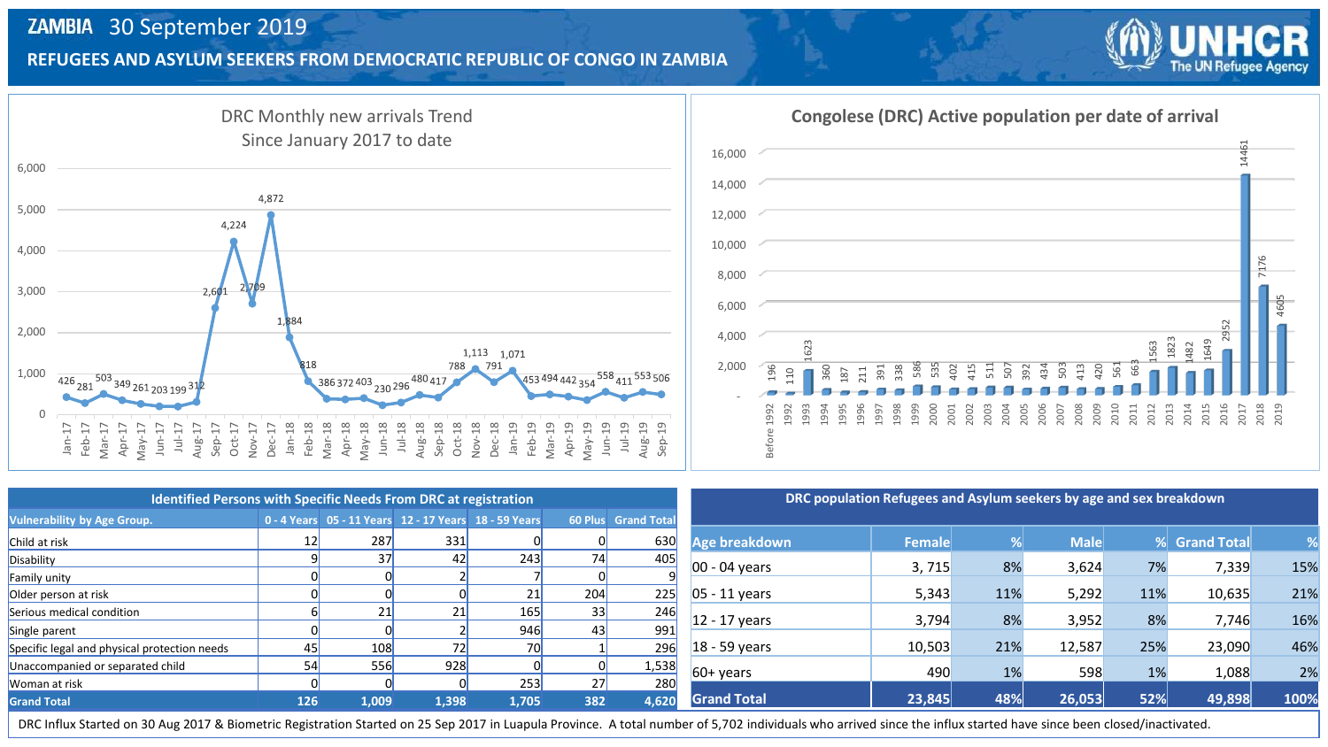# ZAMBIA 30 September 2019

## REFUGEES AND ASYLUM SEEKERS FROM DEMOCRATIC REPUBLIC OF CONGO IN ZAMBIA

UNHCR The UN Refugee Agency

DRC Monthly new arrivals Trend
Since January 2017 to date

6,000
5,000
4,000
3,000
2,000
1,000
0

426 281 503 349 261 203 199 312 2,601 4,224 2,709 4,872 1,884 818 386 372 403 230 296 480 417 788 1,113 791 1,071 453 494 442 354 558 411 553 506

Jan-17 Feb-17 Mar-17 Apr-17 May-17 Jun-17 Jul-17 Aug-17 Sep-17 Oct-17 Nov-17 Dec-17 Jan-18 Feb-18 Mar-18 Apr-18 May-18 Jun-18 Jul-18 Aug-18 Sep-18 Oct-18 Nov-18 Dec-18 Jan-19 Feb-19 Mar-19 Apr-19 May-19 Jun-19 Jul-19 Aug-19 Sep-19

Congolese (DRC) Active population per date of arrival

16,000
14,000
12,000
10,000
8,000
6,000
4,000
2,000
-

196 110 1623 360 187 211 391 338 586 535 402 415 511 507 392 434 503 413 420 561 663 1563 1823 1482 1649 2952 14461 7176 4605

Before 1992 1992 1993 1994 1995 1996 1997 1998 1999 2000 2001 2002 2003 2004 2005 2006 2007 2008 2009 2010 2011 2012 2013 2014 2015 2016 2017 2018 2019

### Identified Persons with Specific Needs From DRC at registration

| Vulnerability by Age Group. | 0 - 4 Years | 05 - 11 Years | 12 - 17 Years | 18 - 59 Years | 60 Plus | Grand Total |
|---|---|---|---|---|---|---|
| Child at risk | 12 | 287 | 331 | 0 | 0 | 630 |
| Disability | 9 | 37 | 42 | 243 | 74 | 405 |
| Family unity | 0 | 0 | 2 | 7 | 0 | 9 |
| Older person at risk | 0 | 0 | 0 | 21 | 204 | 225 |
| Serious medical condition | 6 | 21 | 21 | 165 | 33 | 246 |
| Single parent | 0 | 0 | 2 | 946 | 43 | 991 |
| Specific legal and physical protection needs | 45 | 108 | 72 | 70 | 1 | 296 |
| Unaccompanied or separated child | 54 | 556 | 928 | 0 | 0 | 1,538 |
| Woman at risk | 0 | 0 | 0 | 253 | 27 | 280 |
| **Grand Total** | **126** | **1,009** | **1,398** | **1,705** | **382** | **4,620** |

### DRC population Refugees and Asylum seekers by age and sex breakdown

| Age breakdown | Female | % | Male | % | Grand Total | % |
|---|---|---|---|---|---|---|
| 00 - 04 years | 3, 715 | 8% | 3,624 | 7% | 7,339 | 15% |
| 05 - 11 years | 5,343 | 11% | 5,292 | 11% | 10,635 | 21% |
| 12 - 17 years | 3,794 | 8% | 3,952 | 8% | 7,746 | 16% |
| 18 - 59 years | 10,503 | 21% | 12,587 | 25% | 23,090 | 46% |
| 60+ years | 490 | 1% | 598 | 1% | 1,088 | 2% |
| **Grand Total** | **23,845** | **48%** | **26,053** | **52%** | **49,898** | **100%** |

DRC Influx Started on 30 Aug 2017 & Biometric Registration Started on 25 Sep 2017 in Luapula Province. A total number of 5,702 individuals who arrived since the influx started have since been closed/inactivated.